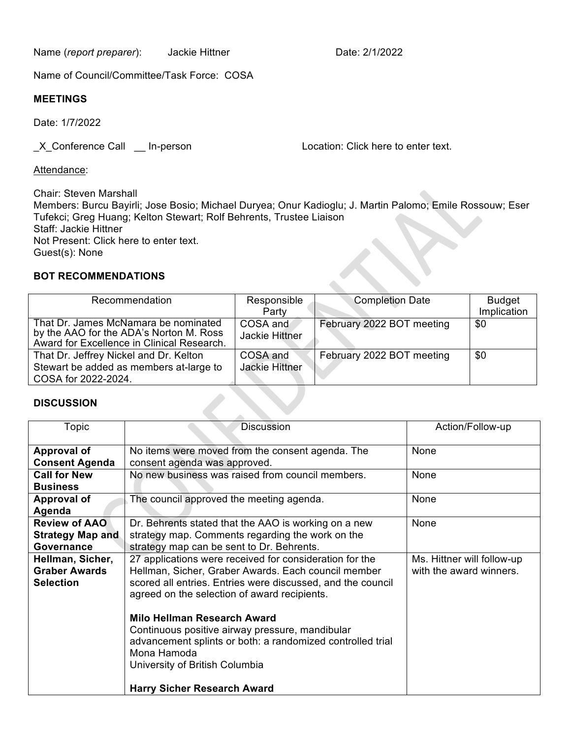Name (*report preparer*): Jackie Hittner Date: 2/1/2022

Name of Council/Committee/Task Force: COSA

**MEETINGS**

Date: 1/7/2022

_X_Conference Call __ In-person Location: Click here to enter text.

Attendance:

Chair: Steven Marshall
Members: Burcu Bayirli; Jose Bosio; Michael Duryea; Onur Kadioglu; J. Martin Palomo; Emile Rossouw; Eser Tufekci; Greg Huang; Kelton Stewart; Rolf Behrents, Trustee Liaison
Staff: Jackie Hittner
Not Present: Click here to enter text.
Guest(s): None

**BOT RECOMMENDATIONS**

| Recommendation | Responsible Party | Completion Date | Budget Implication |
| --- | --- | --- | --- |
| That Dr. James McNamara be nominated by the AAO for the ADA's Norton M. Ross Award for Excellence in Clinical Research. | COSA and Jackie Hittner | February 2022 BOT meeting | $0 |
| That Dr. Jeffrey Nickel and Dr. Kelton Stewart be added as members at-large to COSA for 2022-2024. | COSA and Jackie Hittner | February 2022 BOT meeting | $0 |

**DISCUSSION**

| Topic | Discussion | Action/Follow-up |
| --- | --- | --- |
| **Approval of Consent Agenda** | No items were moved from the consent agenda. The consent agenda was approved. | None |
| **Call for New Business** | No new business was raised from council members. | None |
| **Approval of Agenda** | The council approved the meeting agenda. | None |
| **Review of AAO Strategy Map and Governance** | Dr. Behrents stated that the AAO is working on a new strategy map. Comments regarding the work on the strategy map can be sent to Dr. Behrents. | None |
| **Hellman, Sicher, Graber Awards Selection** | 27 applications were received for consideration for the Hellman, Sicher, Graber Awards. Each council member scored all entries. Entries were discussed, and the council agreed on the selection of award recipients.<br><br>**Milo Hellman Research Award**<br>Continuous positive airway pressure, mandibular advancement splints or both: a randomized controlled trial<br>Mona Hamoda<br>University of British Columbia<br><br>**Harry Sicher Research Award** | Ms. Hittner will follow-up with the award winners. |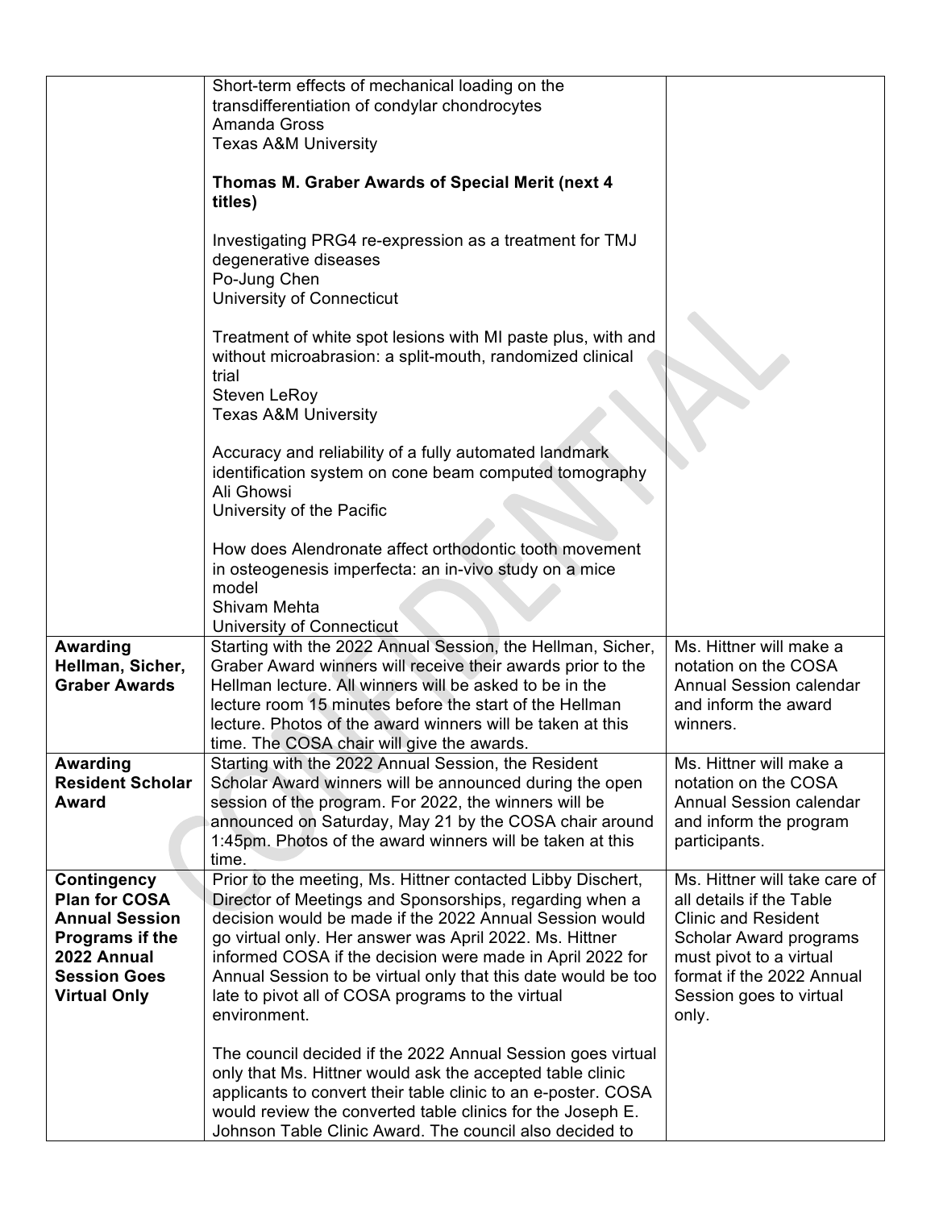| | | |
|---|---|---|
| | Short-term effects of mechanical loading on the transdifferentiation of condylar chondrocytes<br>Amanda Gross<br>Texas A&M University<br><br>**Thomas M. Graber Awards of Special Merit (next 4 titles)**<br><br>Investigating PRG4 re-expression as a treatment for TMJ degenerative diseases<br>Po-Jung Chen<br>University of Connecticut<br><br>Treatment of white spot lesions with MI paste plus, with and without microabrasion: a split-mouth, randomized clinical trial<br>Steven LeRoy<br>Texas A&M University<br><br>Accuracy and reliability of a fully automated landmark identification system on cone beam computed tomography<br>Ali Ghowsi<br>University of the Pacific<br><br>How does Alendronate affect orthodontic tooth movement in osteogenesis imperfecta: an in-vivo study on a mice model<br>Shivam Mehta<br>University of Connecticut | |
| **Awarding Hellman, Sicher, Graber Awards** | Starting with the 2022 Annual Session, the Hellman, Sicher, Graber Award winners will receive their awards prior to the Hellman lecture. All winners will be asked to be in the lecture room 15 minutes before the start of the Hellman lecture. Photos of the award winners will be taken at this time. The COSA chair will give the awards. | Ms. Hittner will make a notation on the COSA Annual Session calendar and inform the award winners. |
| **Awarding Resident Scholar Award** | Starting with the 2022 Annual Session, the Resident Scholar Award winners will be announced during the open session of the program. For 2022, the winners will be announced on Saturday, May 21 by the COSA chair around 1:45pm. Photos of the award winners will be taken at this time. | Ms. Hittner will make a notation on the COSA Annual Session calendar and inform the program participants. |
| **Contingency Plan for COSA Annual Session Programs if the 2022 Annual Session Goes Virtual Only** | Prior to the meeting, Ms. Hittner contacted Libby Dischert, Director of Meetings and Sponsorships, regarding when a decision would be made if the 2022 Annual Session would go virtual only. Her answer was April 2022. Ms. Hittner informed COSA if the decision were made in April 2022 for Annual Session to be virtual only that this date would be too late to pivot all of COSA programs to the virtual environment.<br><br>The council decided if the 2022 Annual Session goes virtual only that Ms. Hittner would ask the accepted table clinic applicants to convert their table clinic to an e-poster. COSA would review the converted table clinics for the Joseph E. Johnson Table Clinic Award. The council also decided to | Ms. Hittner will take care of all details if the Table Clinic and Resident Scholar Award programs must pivot to a virtual format if the 2022 Annual Session goes to virtual only. |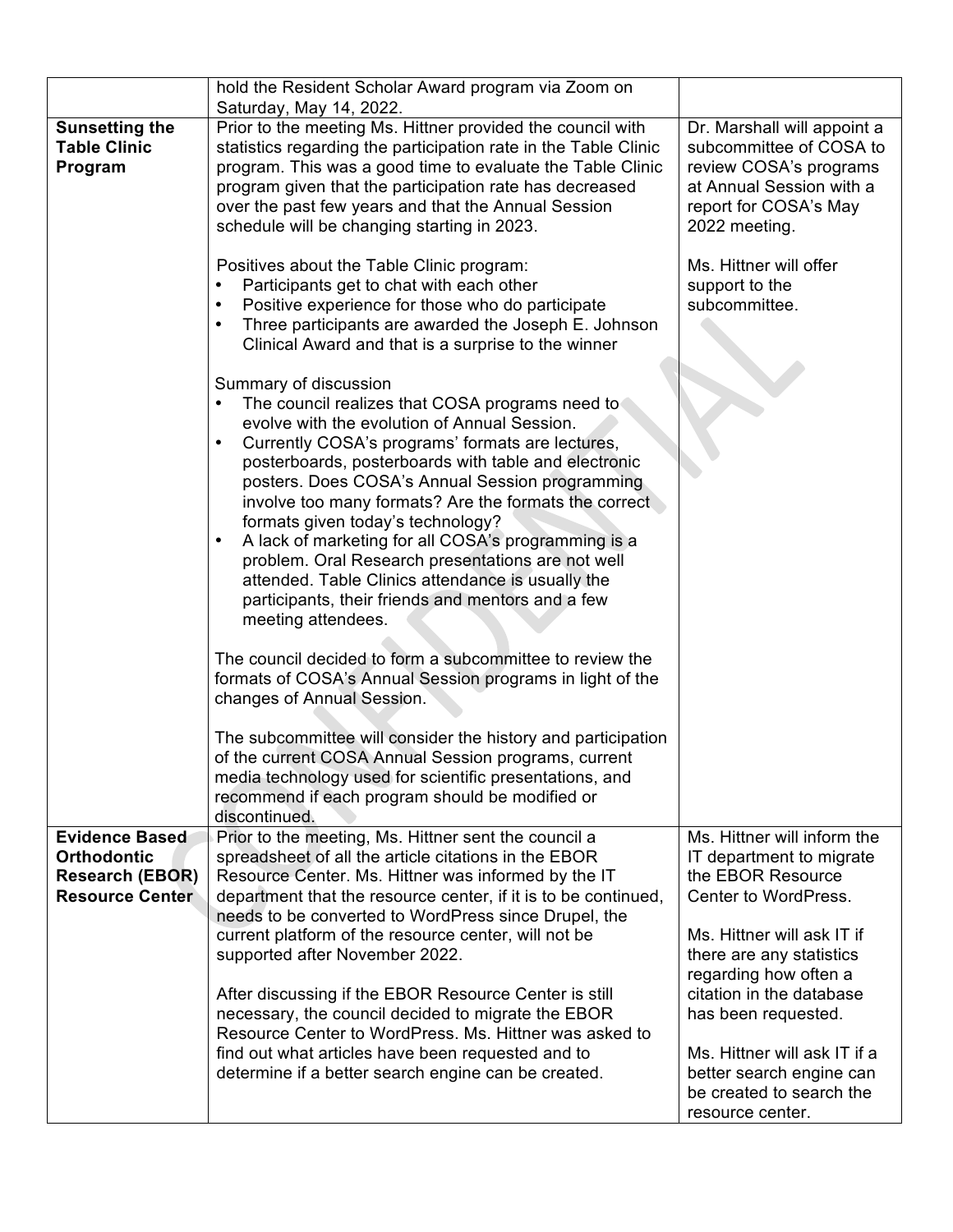| | | |
|---|---|---|
| | hold the Resident Scholar Award program via Zoom on Saturday, May 14, 2022. | |
| **Sunsetting the Table Clinic Program** | Prior to the meeting Ms. Hittner provided the council with statistics regarding the participation rate in the Table Clinic program. This was a good time to evaluate the Table Clinic program given that the participation rate has decreased over the past few years and that the Annual Session schedule will be changing starting in 2023.<br><br>Positives about the Table Clinic program:<br>• Participants get to chat with each other<br>• Positive experience for those who do participate<br>• Three participants are awarded the Joseph E. Johnson Clinical Award and that is a surprise to the winner<br><br>Summary of discussion<br>• The council realizes that COSA programs need to evolve with the evolution of Annual Session.<br>• Currently COSA's programs' formats are lectures, posterboards, posterboards with table and electronic posters. Does COSA's Annual Session programming involve too many formats? Are the formats the correct formats given today's technology?<br>• A lack of marketing for all COSA's programming is a problem. Oral Research presentations are not well attended. Table Clinics attendance is usually the participants, their friends and mentors and a few meeting attendees.<br><br>The council decided to form a subcommittee to review the formats of COSA's Annual Session programs in light of the changes of Annual Session.<br><br>The subcommittee will consider the history and participation of the current COSA Annual Session programs, current media technology used for scientific presentations, and recommend if each program should be modified or discontinued. | Dr. Marshall will appoint a subcommittee of COSA to review COSA's programs at Annual Session with a report for COSA's May 2022 meeting.<br><br>Ms. Hittner will offer support to the subcommittee. |
| **Evidence Based Orthodontic Research (EBOR) Resource Center** | Prior to the meeting, Ms. Hittner sent the council a spreadsheet of all the article citations in the EBOR Resource Center. Ms. Hittner was informed by the IT department that the resource center, if it is to be continued, needs to be converted to WordPress since Drupel, the current platform of the resource center, will not be supported after November 2022.<br><br>After discussing if the EBOR Resource Center is still necessary, the council decided to migrate the EBOR Resource Center to WordPress. Ms. Hittner was asked to find out what articles have been requested and to determine if a better search engine can be created. | Ms. Hittner will inform the IT department to migrate the EBOR Resource Center to WordPress.<br><br>Ms. Hittner will ask IT if there are any statistics regarding how often a citation in the database has been requested.<br><br>Ms. Hittner will ask IT if a better search engine can be created to search the resource center. |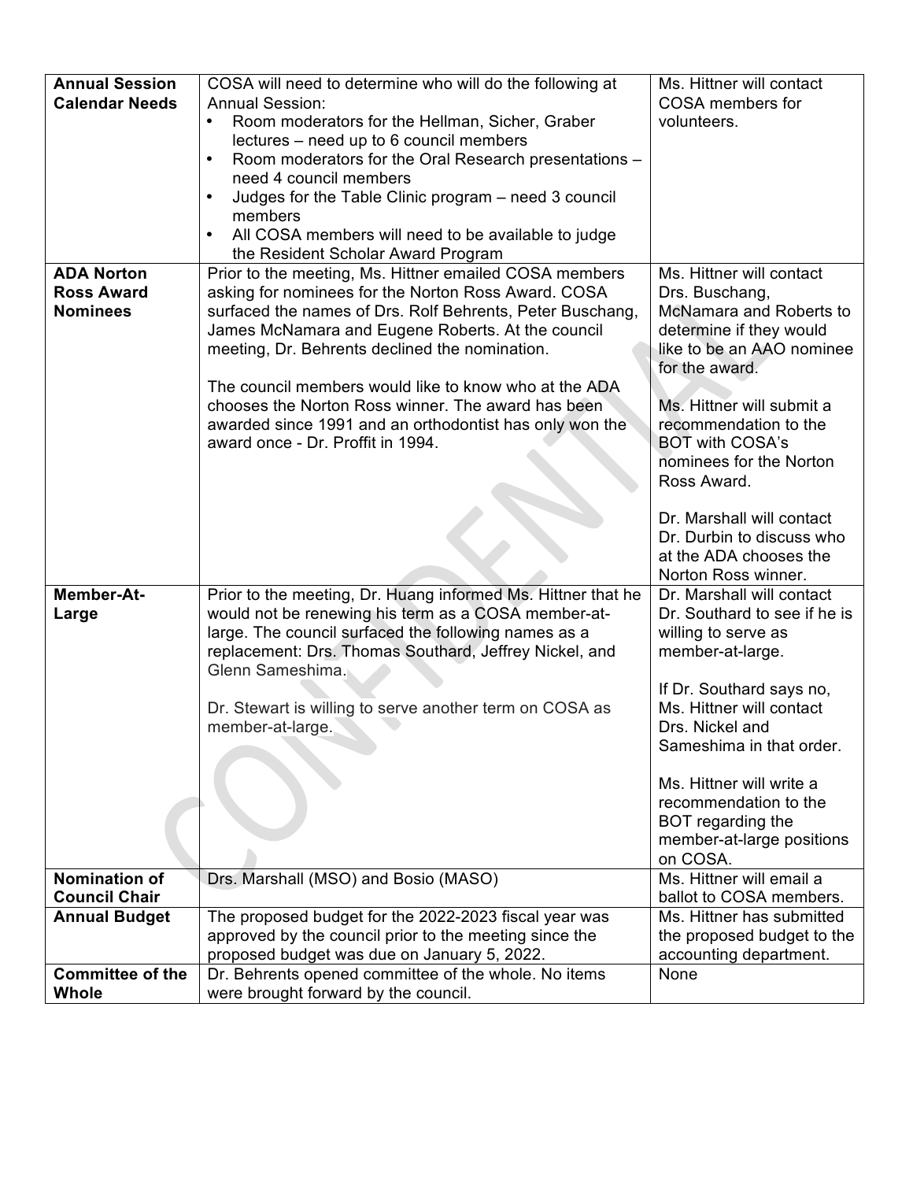| | | |
|---|---|---|
| **Annual Session Calendar Needs** | COSA will need to determine who will do the following at Annual Session:<br>• Room moderators for the Hellman, Sicher, Graber lectures – need up to 6 council members<br>• Room moderators for the Oral Research presentations – need 4 council members<br>• Judges for the Table Clinic program – need 3 council members<br>• All COSA members will need to be available to judge the Resident Scholar Award Program | Ms. Hittner will contact COSA members for volunteers. |
| **ADA Norton Ross Award Nominees** | Prior to the meeting, Ms. Hittner emailed COSA members asking for nominees for the Norton Ross Award. COSA surfaced the names of Drs. Rolf Behrents, Peter Buschang, James McNamara and Eugene Roberts. At the council meeting, Dr. Behrents declined the nomination.<br><br>The council members would like to know who at the ADA chooses the Norton Ross winner. The award has been awarded since 1991 and an orthodontist has only won the award once - Dr. Proffit in 1994. | Ms. Hittner will contact Drs. Buschang, McNamara and Roberts to determine if they would like to be an AAO nominee for the award.<br><br>Ms. Hittner will submit a recommendation to the BOT with COSA's nominees for the Norton Ross Award.<br><br>Dr. Marshall will contact Dr. Durbin to discuss who at the ADA chooses the Norton Ross winner. |
| **Member-At-Large** | Prior to the meeting, Dr. Huang informed Ms. Hittner that he would not be renewing his term as a COSA member-at-large. The council surfaced the following names as a replacement: Drs. Thomas Southard, Jeffrey Nickel, and Glenn Sameshima.<br><br>Dr. Stewart is willing to serve another term on COSA as member-at-large. | Dr. Marshall will contact Dr. Southard to see if he is willing to serve as member-at-large.<br><br>If Dr. Southard says no, Ms. Hittner will contact Drs. Nickel and Sameshima in that order.<br><br>Ms. Hittner will write a recommendation to the BOT regarding the member-at-large positions on COSA. |
| **Nomination of Council Chair** | Drs. Marshall (MSO) and Bosio (MASO) | Ms. Hittner will email a ballot to COSA members. |
| **Annual Budget** | The proposed budget for the 2022-2023 fiscal year was approved by the council prior to the meeting since the proposed budget was due on January 5, 2022. | Ms. Hittner has submitted the proposed budget to the accounting department. |
| **Committee of the Whole** | Dr. Behrents opened committee of the whole. No items were brought forward by the council. | None |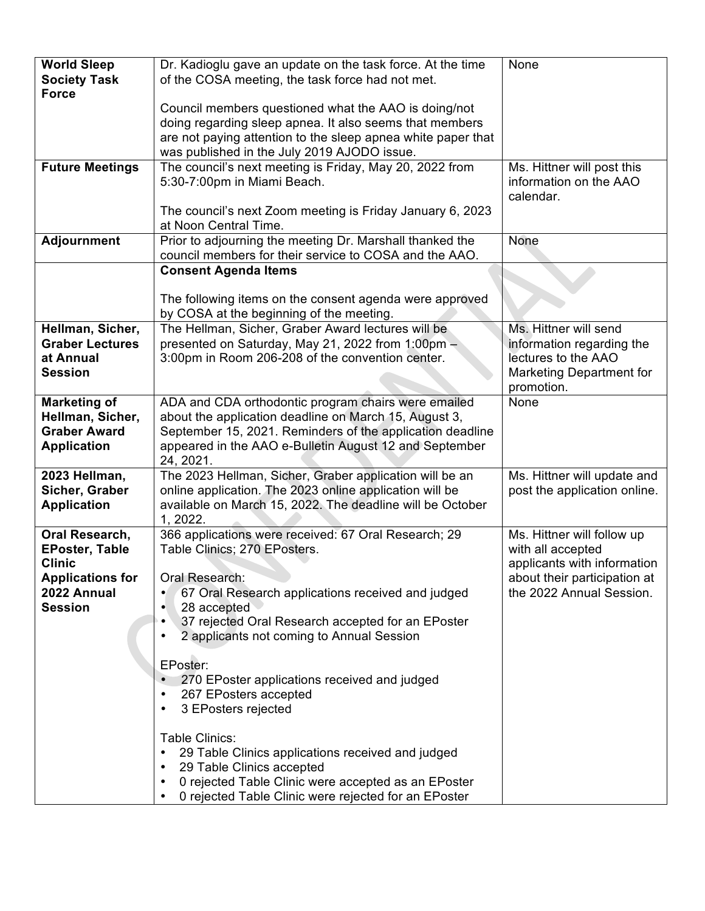| | | |
|---|---|---|
| **World Sleep Society Task Force** | Dr. Kadioglu gave an update on the task force. At the time of the COSA meeting, the task force had not met.<br><br>Council members questioned what the AAO is doing/not doing regarding sleep apnea. It also seems that members are not paying attention to the sleep apnea white paper that was published in the July 2019 AJODO issue. | None |
| **Future Meetings** | The council's next meeting is Friday, May 20, 2022 from 5:30-7:00pm in Miami Beach.<br><br>The council's next Zoom meeting is Friday January 6, 2023 at Noon Central Time. | Ms. Hittner will post this information on the AAO calendar. |
| **Adjournment** | Prior to adjourning the meeting Dr. Marshall thanked the council members for their service to COSA and the AAO. | None |
| | **Consent Agenda Items**<br><br>The following items on the consent agenda were approved by COSA at the beginning of the meeting. | |
| **Hellman, Sicher, Graber Lectures at Annual Session** | The Hellman, Sicher, Graber Award lectures will be presented on Saturday, May 21, 2022 from 1:00pm – 3:00pm in Room 206-208 of the convention center. | Ms. Hittner will send information regarding the lectures to the AAO Marketing Department for promotion. |
| **Marketing of Hellman, Sicher, Graber Award Application** | ADA and CDA orthodontic program chairs were emailed about the application deadline on March 15, August 3, September 15, 2021. Reminders of the application deadline appeared in the AAO e-Bulletin August 12 and September 24, 2021. | None |
| **2023 Hellman, Sicher, Graber Application** | The 2023 Hellman, Sicher, Graber application will be an online application. The 2023 online application will be available on March 15, 2022. The deadline will be October 1, 2022. | Ms. Hittner will update and post the application online. |
| **Oral Research, EPoster, Table Clinic Applications for 2022 Annual Session** | 366 applications were received: 67 Oral Research; 29 Table Clinics; 270 EPosters.<br><br>Oral Research:<br>• 67 Oral Research applications received and judged<br>• 28 accepted<br>• 37 rejected Oral Research accepted for an EPoster<br>• 2 applicants not coming to Annual Session<br><br>EPoster:<br>• 270 EPoster applications received and judged<br>• 267 EPosters accepted<br>• 3 EPosters rejected<br><br>Table Clinics:<br>• 29 Table Clinics applications received and judged<br>• 29 Table Clinics accepted<br>• 0 rejected Table Clinic were accepted as an EPoster<br>• 0 rejected Table Clinic were rejected for an EPoster | Ms. Hittner will follow up with all accepted applicants with information about their participation at the 2022 Annual Session. |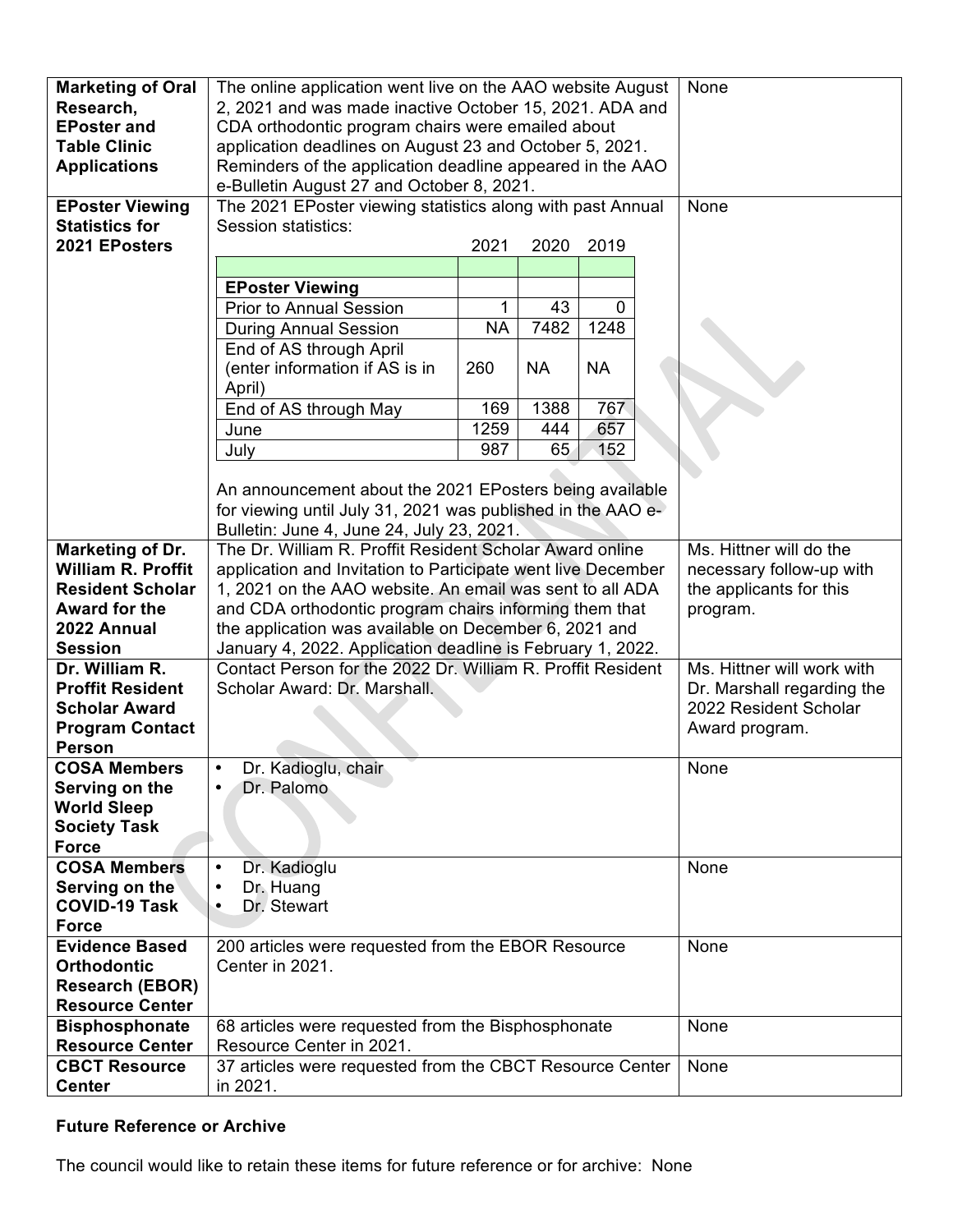| **Marketing of Oral Research, EPoster and Table Clinic Applications** | The online application went live on the AAO website August 2, 2021 and was made inactive October 15, 2021. ADA and CDA orthodontic program chairs were emailed about application deadlines on August 23 and October 5, 2021. Reminders of the application deadline appeared in the AAO e-Bulletin August 27 and October 8, 2021. | None |
|---|---|---|
| **EPoster Viewing Statistics for 2021 EPosters** | The 2021 EPoster viewing statistics along with past Annual Session statistics: | None |
| **Marketing of Dr. William R. Proffit Resident Scholar Award for the 2022 Annual Session** | The Dr. William R. Proffit Resident Scholar Award online application and Invitation to Participate went live December 1, 2021 on the AAO website. An email was sent to all ADA and CDA orthodontic program chairs informing them that the application was available on December 6, 2021 and January 4, 2022. Application deadline is February 1, 2022. | Ms. Hittner will do the necessary follow-up with the applicants for this program. |
| **Dr. William R. Proffit Resident Scholar Award Program Contact Person** | Contact Person for the 2022 Dr. William R. Proffit Resident Scholar Award: Dr. Marshall. | Ms. Hittner will work with Dr. Marshall regarding the 2022 Resident Scholar Award program. |
| **COSA Members Serving on the World Sleep Society Task Force** | • Dr. Kadioglu, chair<br>• Dr. Palomo | None |
| **COSA Members Serving on the COVID-19 Task Force** | • Dr. Kadioglu<br>• Dr. Huang<br>• Dr. Stewart | None |
| **Evidence Based Orthodontic Research (EBOR) Resource Center** | 200 articles were requested from the EBOR Resource Center in 2021. | None |
| **Bisphosphonate Resource Center** | 68 articles were requested from the Bisphosphonate Resource Center in 2021. | None |
| **CBCT Resource Center** | 37 articles were requested from the CBCT Resource Center in 2021. | None |

EPoster viewing statistics (from the EPoster Viewing Statistics for 2021 EPosters row):

| **EPoster Viewing** | 2021 | 2020 | 2019 |
|---|---|---|---|
| Prior to Annual Session | 1 | 43 | 0 |
| During Annual Session | NA | 7482 | 1248 |
| End of AS through April (enter information if AS is in April) | 260 | NA | NA |
| End of AS through May | 169 | 1388 | 767 |
| June | 1259 | 444 | 657 |
| July | 987 | 65 | 152 |

An announcement about the 2021 EPosters being available for viewing until July 31, 2021 was published in the AAO e-Bulletin: June 4, June 24, July 23, 2021.

**Future Reference or Archive**

The council would like to retain these items for future reference or for archive: None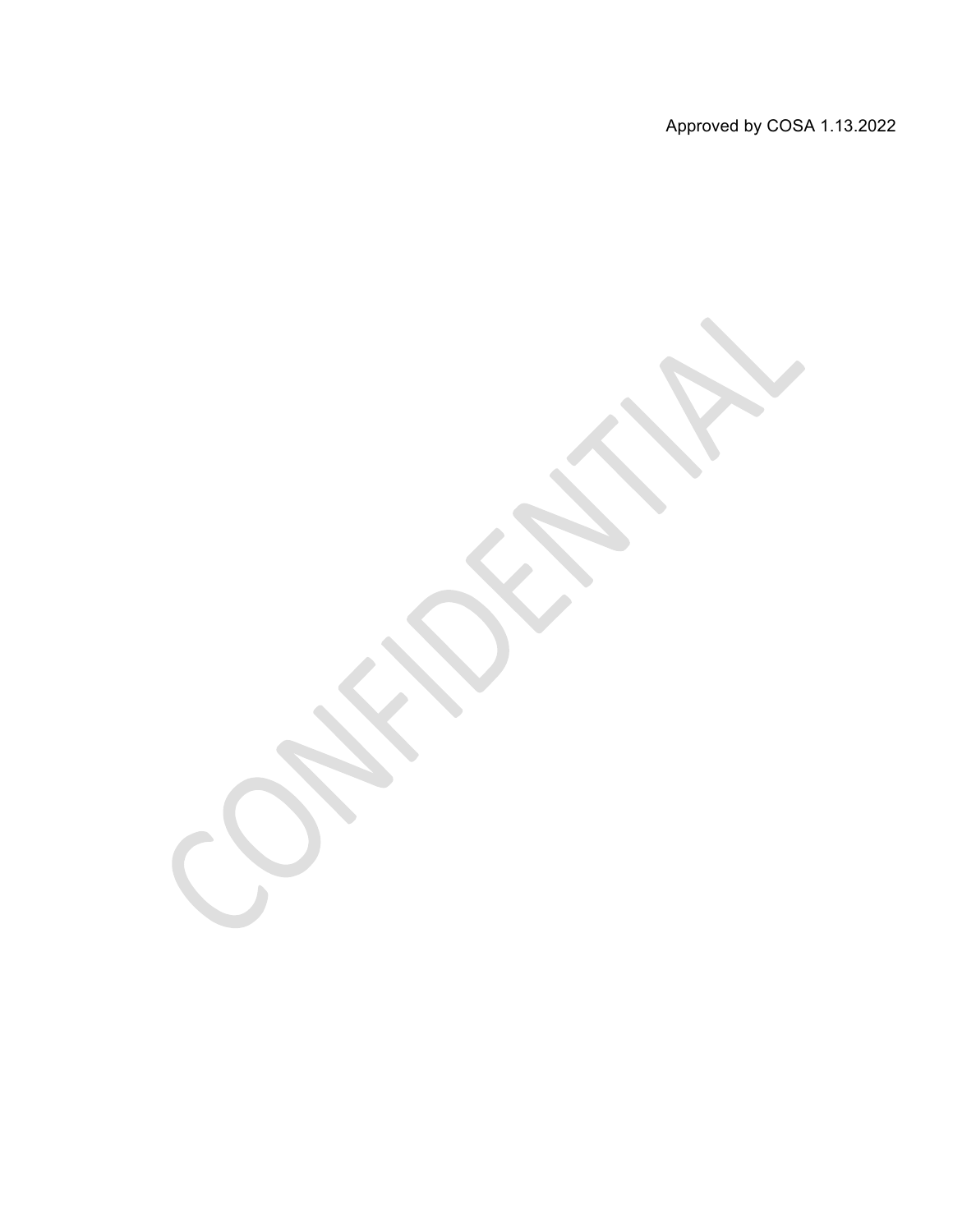Approved by COSA 1.13.2022